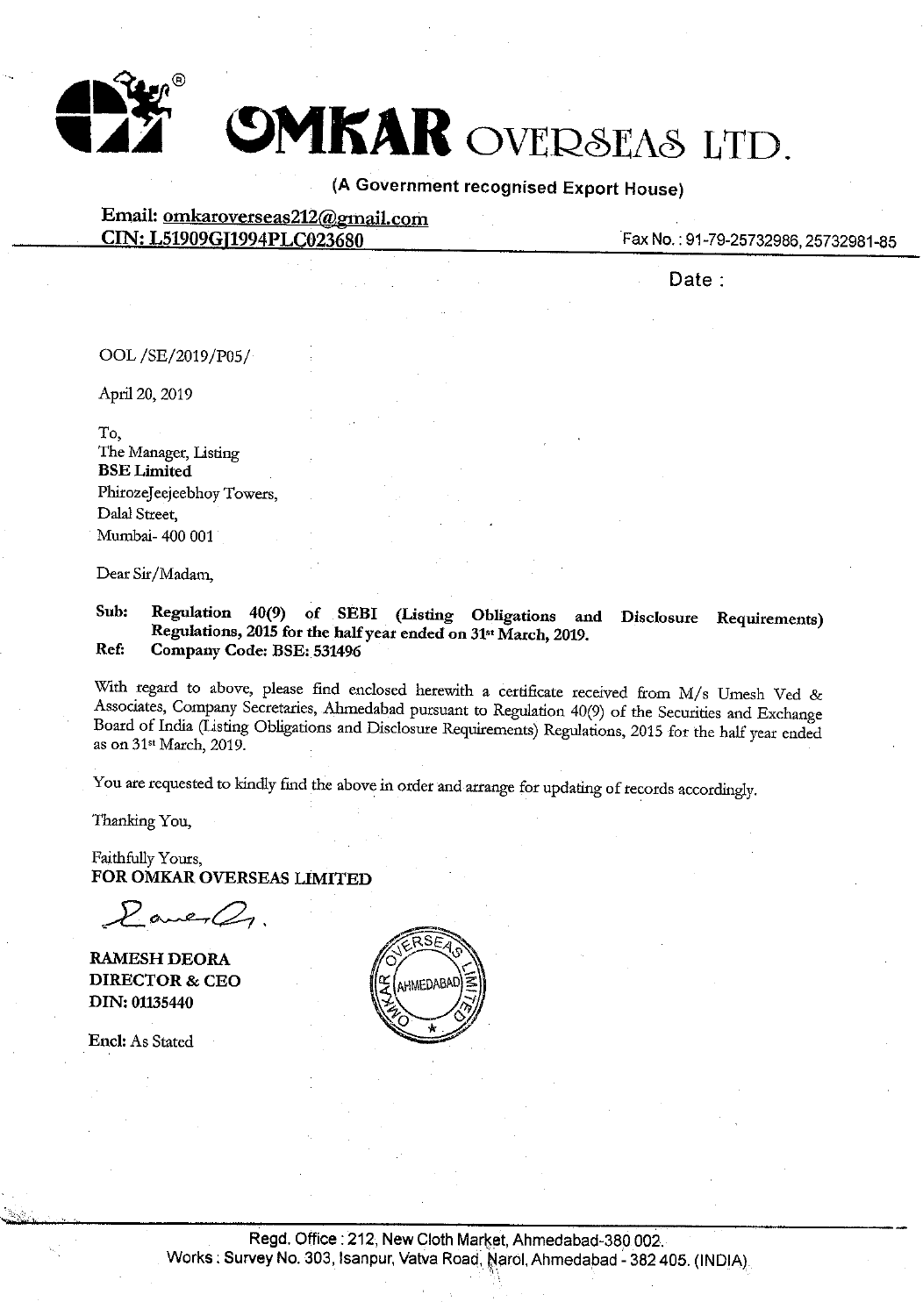# OMKAR OVERSEAS LTD.

**(A Government recognised Export House)**

**Email: omkaroverseas212@gmail.com**
**CIN: L51909GJ1994PLC023680**

Fax No.: 91-79-25732986, 25732981-85

Date :

OOL /SE/2019/P05/

April 20, 2019

To,
The Manager, Listing
**BSE Limited**
PhirozeJeejeebhoy Towers,
Dalal Street,
Mumbai- 400 001

Dear Sir/Madam,

**Sub: Regulation 40(9) of SEBI (Listing Obligations and Disclosure Requirements) Regulations, 2015 for the half year ended on 31st March, 2019.**
**Ref: Company Code: BSE: 531496**

With regard to above, please find enclosed herewith a certificate received from M/s Umesh Ved & Associates, Company Secretaries, Ahmedabad pursuant to Regulation 40(9) of the Securities and Exchange Board of India (Listing Obligations and Disclosure Requirements) Regulations, 2015 for the half year ended as on 31st March, 2019.

You are requested to kindly find the above in order and arrange for updating of records accordingly.

Thanking You,

Faithfully Yours,
**FOR OMKAR OVERSEAS LIMITED**

**RAMESH DEORA**
**DIRECTOR & CEO**
**DIN: 01135440**

**Encl:** As Stated

Regd. Office : 212, New Cloth Market, Ahmedabad-380 002.
Works : Survey No. 303, Isanpur, Vatva Road, Narol, Ahmedabad - 382 405. (INDIA)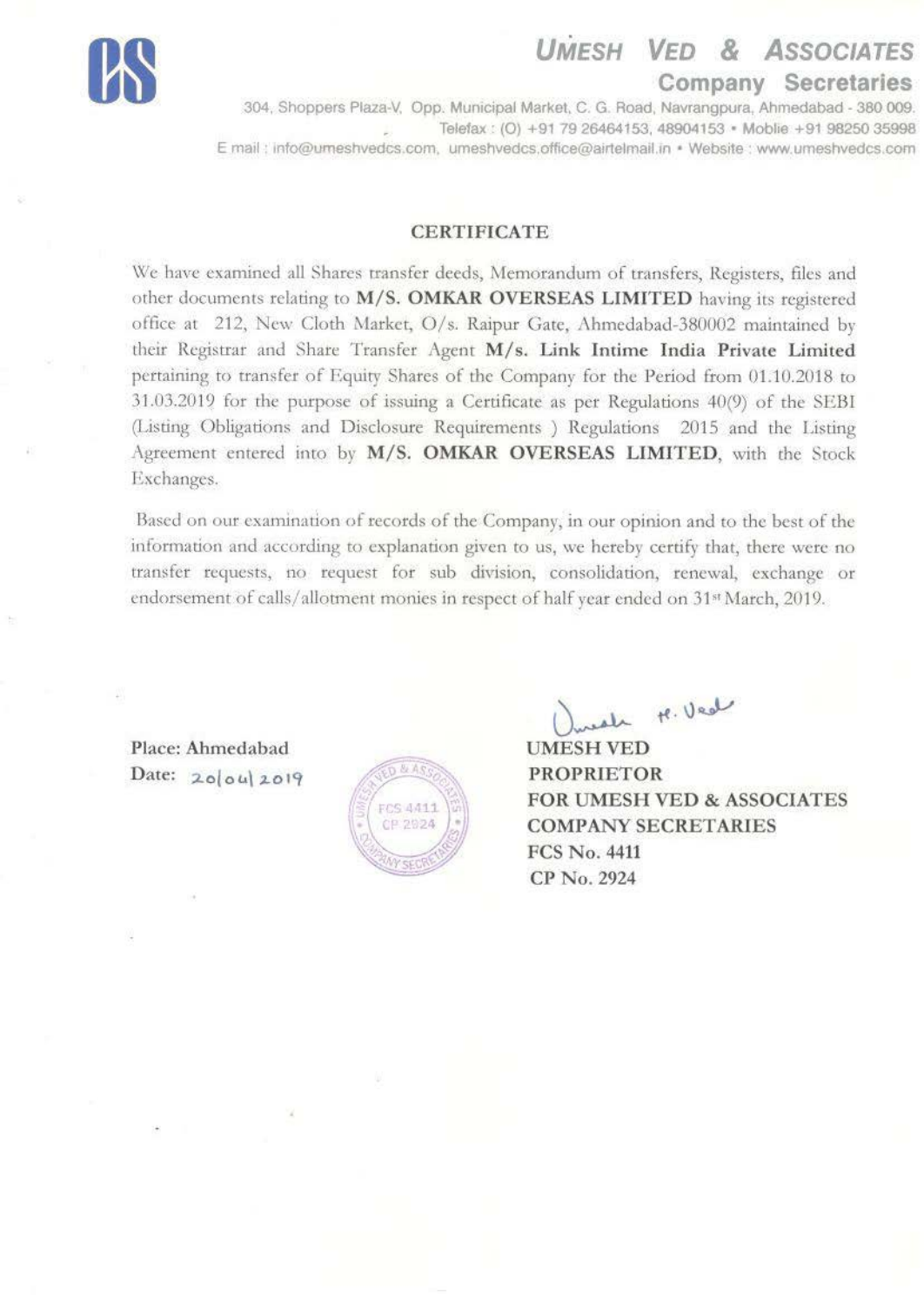# UMESH VED & ASSOCIATES

## Company Secretaries

304, Shoppers Plaza-V, Opp. Municipal Market, C. G. Road, Navrangpura, Ahmedabad - 380 009.
Telefax : (O) +91 79 26464153, 48904153 • Moblie +91 98250 35998
E mail : info@umeshvedcs.com, umeshvedcs.office@airtelmail.in • Website : www.umeshvedcs.com

## CERTIFICATE

We have examined all Shares transfer deeds, Memorandum of transfers, Registers, files and other documents relating to **M/S. OMKAR OVERSEAS LIMITED** having its registered office at 212, New Cloth Market, O/s. Raipur Gate, Ahmedabad-380002 maintained by their Registrar and Share Transfer Agent **M/s. Link Intime India Private Limited** pertaining to transfer of Equity Shares of the Company for the Period from 01.10.2018 to 31.03.2019 for the purpose of issuing a Certificate as per Regulations 40(9) of the SEBI (Listing Obligations and Disclosure Requirements ) Regulations 2015 and the Listing Agreement entered into by **M/S. OMKAR OVERSEAS LIMITED**, with the Stock Exchanges.

Based on our examination of records of the Company, in our opinion and to the best of the information and according to explanation given to us, we hereby certify that, there were no transfer requests, no request for sub division, consolidation, renewal, exchange or endorsement of calls/allotment monies in respect of half year ended on 31st March, 2019.

Place: Ahmedabad
Date: 20/04/2019

Umesh H. Ved

**UMESH VED**
**PROPRIETOR**
**FOR UMESH VED & ASSOCIATES**
**COMPANY SECRETARIES**
**FCS No. 4411**
**CP No. 2924**